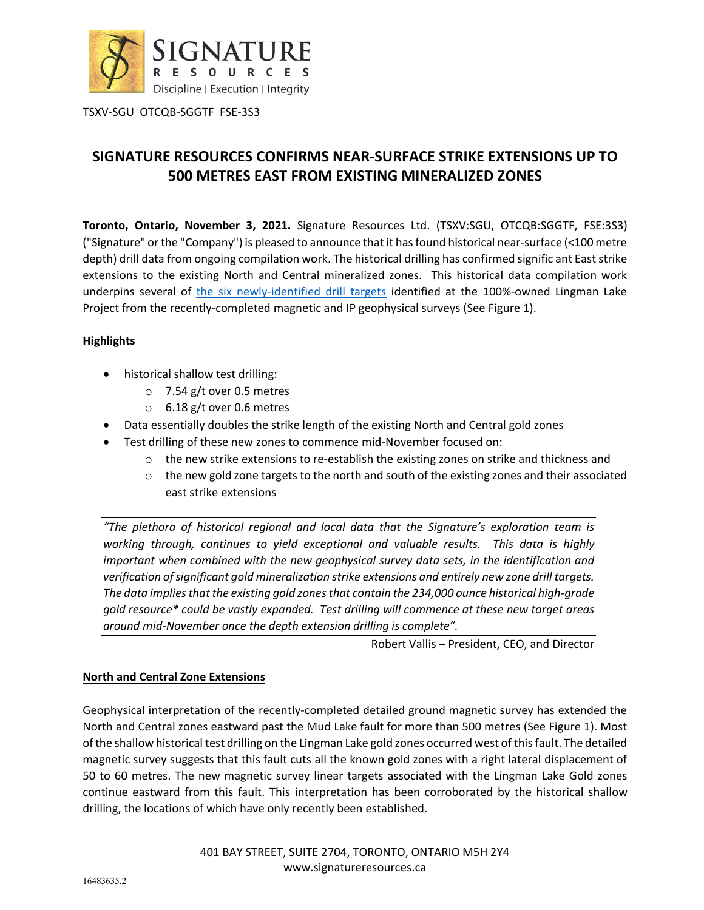TSXV-SGU OTCQB-SGGTF FSE-3S3

# SIGNATURE RESOURCES CONFIRMS NEAR-SURFACE STRIKE EXTENSIONS UP TO 500 METRES EAST FROM EXISTING MINERALIZED ZONES

**Toronto, Ontario, November 3, 2021.** Signature Resources Ltd. (TSXV:SGU, OTCQB:SGGTF, FSE:3S3) ("Signature" or the "Company") is pleased to announce that it has found historical near-surface (<100 metre depth) drill data from ongoing compilation work. The historical drilling has confirmed signific ant East strike extensions to the existing North and Central mineralized zones. This historical data compilation work underpins several of the six newly-identified drill targets identified at the 100%-owned Lingman Lake Project from the recently-completed magnetic and IP geophysical surveys (See Figure 1).

**Highlights**

- historical shallow test drilling:
  - 7.54 g/t over 0.5 metres
  - 6.18 g/t over 0.6 metres
- Data essentially doubles the strike length of the existing North and Central gold zones
- Test drilling of these new zones to commence mid-November focused on:
  - the new strike extensions to re-establish the existing zones on strike and thickness and
  - the new gold zone targets to the north and south of the existing zones and their associated east strike extensions

*"The plethora of historical regional and local data that the Signature's exploration team is working through, continues to yield exceptional and valuable results. This data is highly important when combined with the new geophysical survey data sets, in the identification and verification of significant gold mineralization strike extensions and entirely new zone drill targets. The data implies that the existing gold zones that contain the 234,000 ounce historical high-grade gold resource* could be vastly expanded. Test drilling will commence at these new target areas around mid-November once the depth extension drilling is complete".*

Robert Vallis – President, CEO, and Director

## North and Central Zone Extensions

Geophysical interpretation of the recently-completed detailed ground magnetic survey has extended the North and Central zones eastward past the Mud Lake fault for more than 500 metres (See Figure 1). Most of the shallow historical test drilling on the Lingman Lake gold zones occurred west of this fault. The detailed magnetic survey suggests that this fault cuts all the known gold zones with a right lateral displacement of 50 to 60 metres. The new magnetic survey linear targets associated with the Lingman Lake Gold zones continue eastward from this fault. This interpretation has been corroborated by the historical shallow drilling, the locations of which have only recently been established.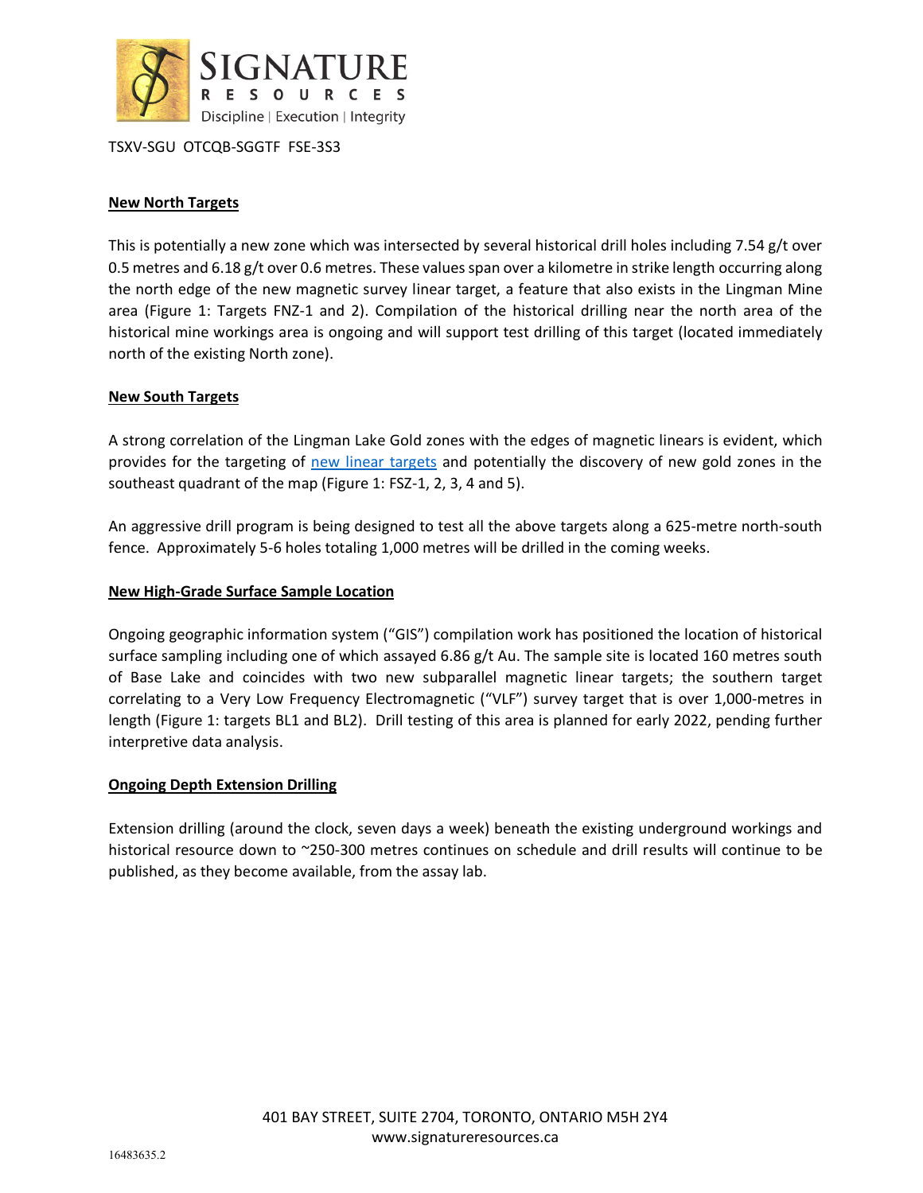TSXV-SGU OTCQB-SGGTF FSE-3S3

**New North Targets**

This is potentially a new zone which was intersected by several historical drill holes including 7.54 g/t over 0.5 metres and 6.18 g/t over 0.6 metres. These values span over a kilometre in strike length occurring along the north edge of the new magnetic survey linear target, a feature that also exists in the Lingman Mine area (Figure 1: Targets FNZ-1 and 2). Compilation of the historical drilling near the north area of the historical mine workings area is ongoing and will support test drilling of this target (located immediately north of the existing North zone).

**New South Targets**

A strong correlation of the Lingman Lake Gold zones with the edges of magnetic linears is evident, which provides for the targeting of new linear targets and potentially the discovery of new gold zones in the southeast quadrant of the map (Figure 1: FSZ-1, 2, 3, 4 and 5).

An aggressive drill program is being designed to test all the above targets along a 625-metre north-south fence. Approximately 5-6 holes totaling 1,000 metres will be drilled in the coming weeks.

**New High-Grade Surface Sample Location**

Ongoing geographic information system ("GIS") compilation work has positioned the location of historical surface sampling including one of which assayed 6.86 g/t Au. The sample site is located 160 metres south of Base Lake and coincides with two new subparallel magnetic linear targets; the southern target correlating to a Very Low Frequency Electromagnetic ("VLF") survey target that is over 1,000-metres in length (Figure 1: targets BL1 and BL2). Drill testing of this area is planned for early 2022, pending further interpretive data analysis.

**Ongoing Depth Extension Drilling**

Extension drilling (around the clock, seven days a week) beneath the existing underground workings and historical resource down to ~250-300 metres continues on schedule and drill results will continue to be published, as they become available, from the assay lab.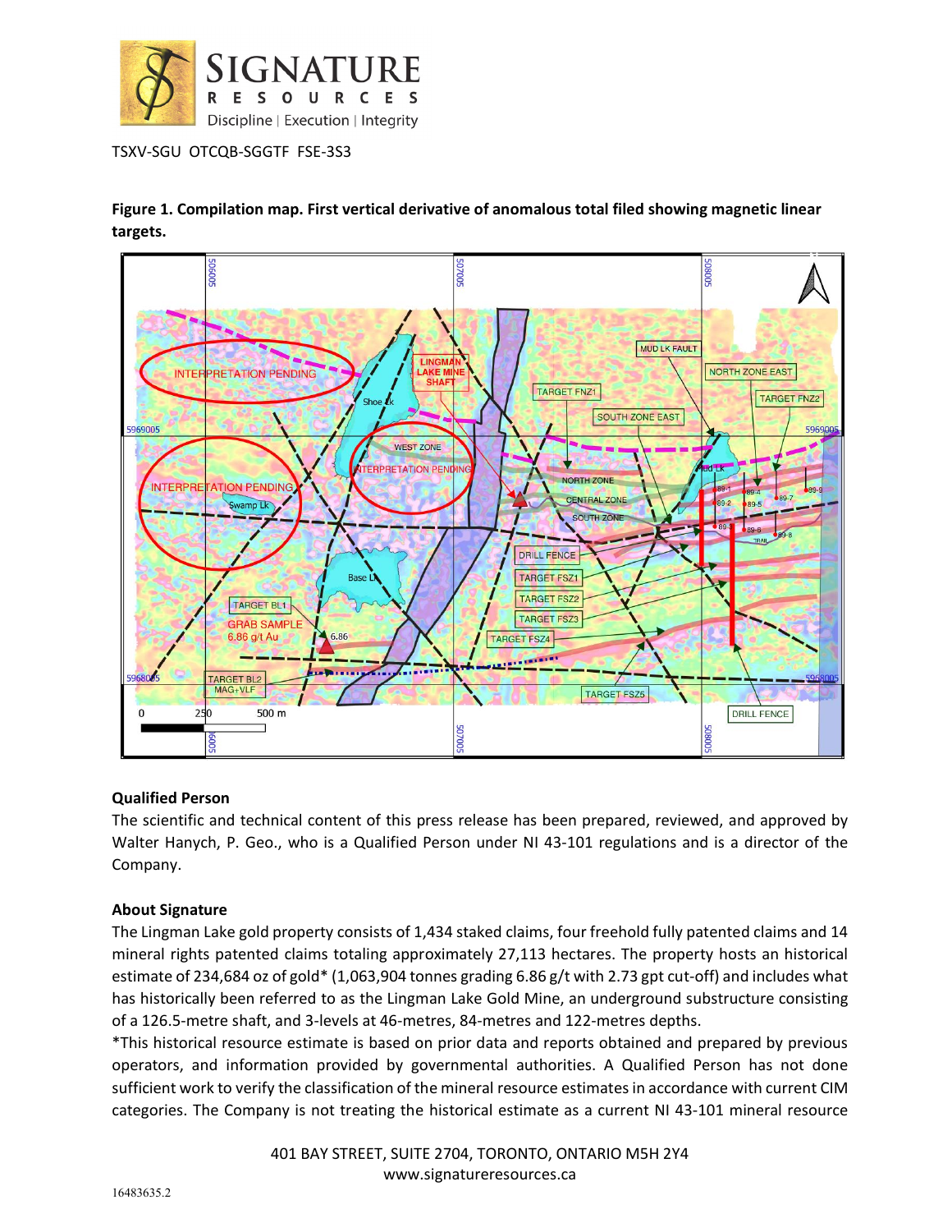**Figure 1. Compilation map. First vertical derivative of anomalous total filed showing magnetic linear targets.**

**Qualified Person**

The scientific and technical content of this press release has been prepared, reviewed, and approved by Walter Hanych, P. Geo., who is a Qualified Person under NI 43-101 regulations and is a director of the Company.

**About Signature**

The Lingman Lake gold property consists of 1,434 staked claims, four freehold fully patented claims and 14 mineral rights patented claims totaling approximately 27,113 hectares. The property hosts an historical estimate of 234,684 oz of gold* (1,063,904 tonnes grading 6.86 g/t with 2.73 gpt cut-off) and includes what has historically been referred to as the Lingman Lake Gold Mine, an underground substructure consisting of a 126.5-metre shaft, and 3-levels at 46-metres, 84-metres and 122-metres depths.

*This historical resource estimate is based on prior data and reports obtained and prepared by previous operators, and information provided by governmental authorities. A Qualified Person has not done sufficient work to verify the classification of the mineral resource estimates in accordance with current CIM categories. The Company is not treating the historical estimate as a current NI 43-101 mineral resource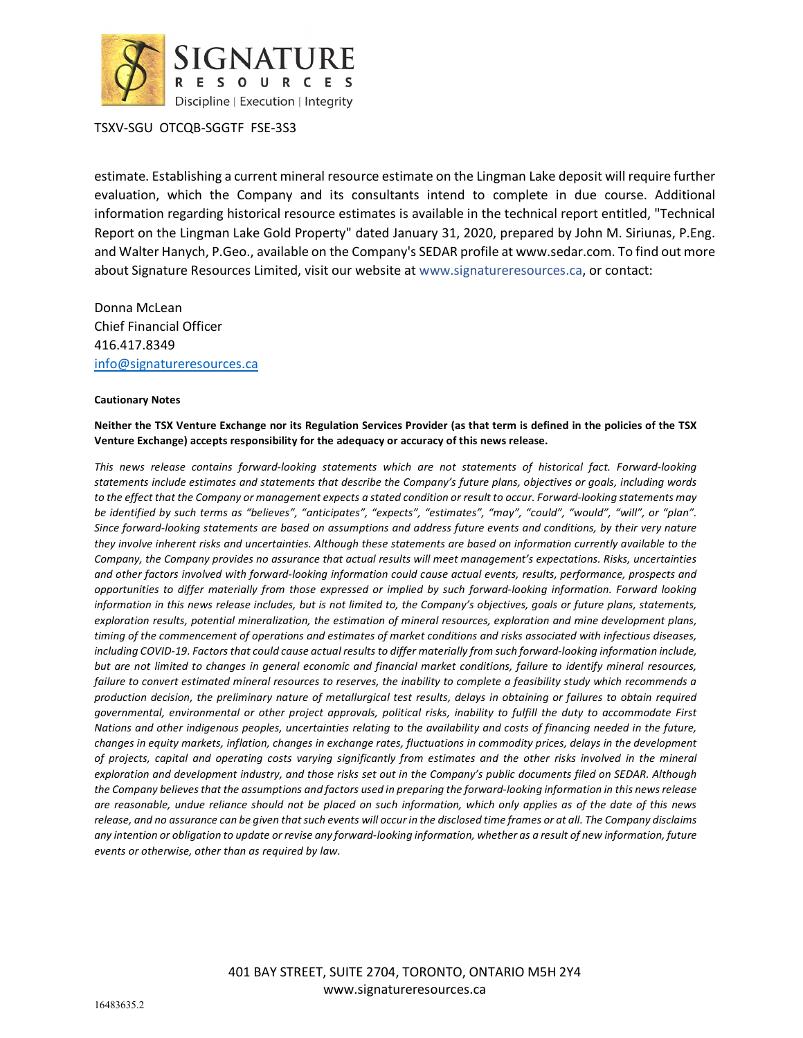estimate. Establishing a current mineral resource estimate on the Lingman Lake deposit will require further evaluation, which the Company and its consultants intend to complete in due course. Additional information regarding historical resource estimates is available in the technical report entitled, "Technical Report on the Lingman Lake Gold Property" dated January 31, 2020, prepared by John M. Siriunas, P.Eng. and Walter Hanych, P.Geo., available on the Company's SEDAR profile at www.sedar.com. To find out more about Signature Resources Limited, visit our website at www.signatureresources.ca, or contact:

Donna McLean
Chief Financial Officer
416.417.8349
info@signatureresources.ca

**Cautionary Notes**

**Neither the TSX Venture Exchange nor its Regulation Services Provider (as that term is defined in the policies of the TSX Venture Exchange) accepts responsibility for the adequacy or accuracy of this news release.**

*This news release contains forward-looking statements which are not statements of historical fact. Forward-looking statements include estimates and statements that describe the Company's future plans, objectives or goals, including words to the effect that the Company or management expects a stated condition or result to occur. Forward-looking statements may be identified by such terms as "believes", "anticipates", "expects", "estimates", "may", "could", "would", "will", or "plan". Since forward-looking statements are based on assumptions and address future events and conditions, by their very nature they involve inherent risks and uncertainties. Although these statements are based on information currently available to the Company, the Company provides no assurance that actual results will meet management's expectations. Risks, uncertainties and other factors involved with forward-looking information could cause actual events, results, performance, prospects and opportunities to differ materially from those expressed or implied by such forward-looking information. Forward looking information in this news release includes, but is not limited to, the Company's objectives, goals or future plans, statements, exploration results, potential mineralization, the estimation of mineral resources, exploration and mine development plans, timing of the commencement of operations and estimates of market conditions and risks associated with infectious diseases, including COVID-19. Factors that could cause actual results to differ materially from such forward-looking information include, but are not limited to changes in general economic and financial market conditions, failure to identify mineral resources, failure to convert estimated mineral resources to reserves, the inability to complete a feasibility study which recommends a production decision, the preliminary nature of metallurgical test results, delays in obtaining or failures to obtain required governmental, environmental or other project approvals, political risks, inability to fulfill the duty to accommodate First Nations and other indigenous peoples, uncertainties relating to the availability and costs of financing needed in the future, changes in equity markets, inflation, changes in exchange rates, fluctuations in commodity prices, delays in the development of projects, capital and operating costs varying significantly from estimates and the other risks involved in the mineral exploration and development industry, and those risks set out in the Company's public documents filed on SEDAR. Although the Company believes that the assumptions and factors used in preparing the forward-looking information in this news release are reasonable, undue reliance should not be placed on such information, which only applies as of the date of this news release, and no assurance can be given that such events will occur in the disclosed time frames or at all. The Company disclaims any intention or obligation to update or revise any forward-looking information, whether as a result of new information, future events or otherwise, other than as required by law.*